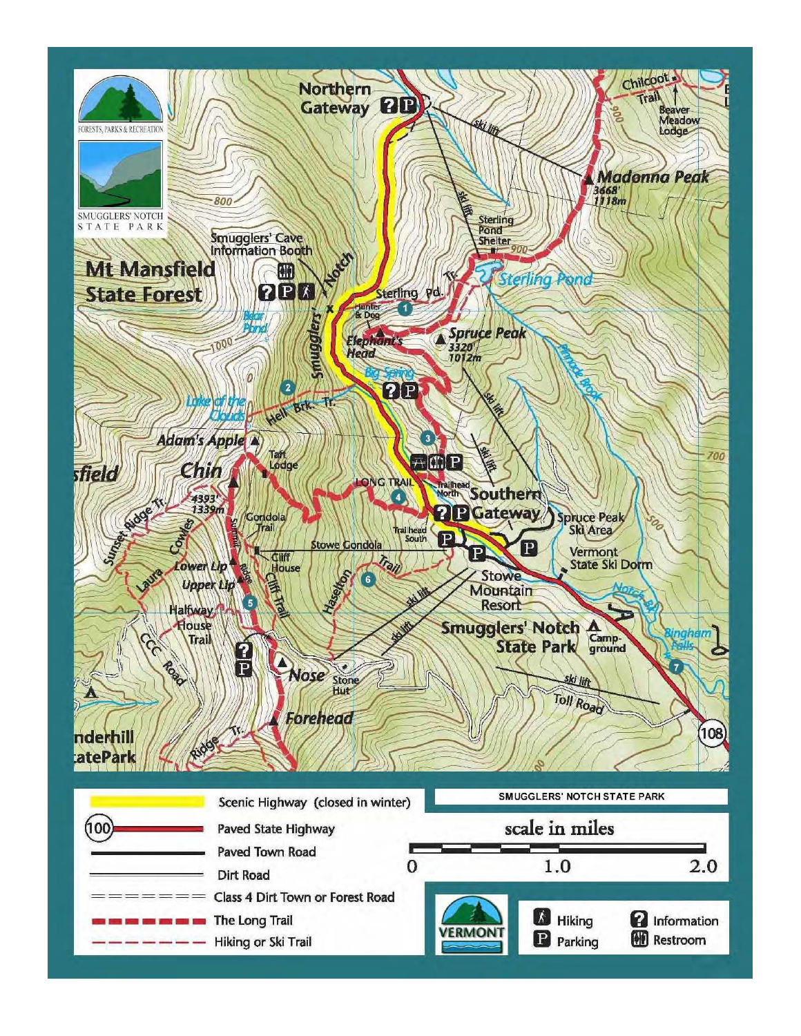# SMUGGLERS' NOTCH STATE PARK

FORESTS, PARKS & RECREATION

SMUGGLERS' NOTCH STATE PARK

Mt Mansfield State Forest

Northern Gateway

Smugglers' Cave Information Booth

Smugglers' Notch

Sterling Pond Shelter

Sterling Pond

Sterling Pd. Tr.

Hunter & Dog

Elephant's Head

Spruce Peak 3320' 1012m

Madonna Peak 3668' 1118m

Chilcoot Trail

Beaver Meadow Lodge

Bear Pond

Big Spring

Lake of the Clouds

Hell Brk. Tr.

Adam's Apple

Chin 4393' 1339m

Taft Lodge

LONG TRAIL

Trailhead North

Trailhead South

Southern Gateway

Spruce Peak Ski Area

Vermont State Ski Dorm

Stowe Gondola

Gondola Trail

Cliff House

Cliff Trail

Summit Ridge

Haselton Trail

Stowe Mountain Resort

Smugglers' Notch State Park Campground

Notch Rd.

Bingham Falls

Toll Road

108

Sunset Ridge Tr.

Cowles

Laura

Lower Lip

Upper Lip

Halfway House Trail

CCC Road

Nose

Stone Hut

Forehead

Ridge Tr.

Underhill State Park

Pinnacle Brook

ski lift

| Legend | |
|---|---|
| Scenic Highway (closed in winter) | |
| Paved State Highway | |
| Paved Town Road | |
| Dirt Road | |
| Class 4 Dirt Town or Forest Road | |
| The Long Trail | |
| Hiking or Ski Trail | |

scale in miles: 0 — 1.0 — 2.0

VERMONT

Hiking · Parking · Information · Restroom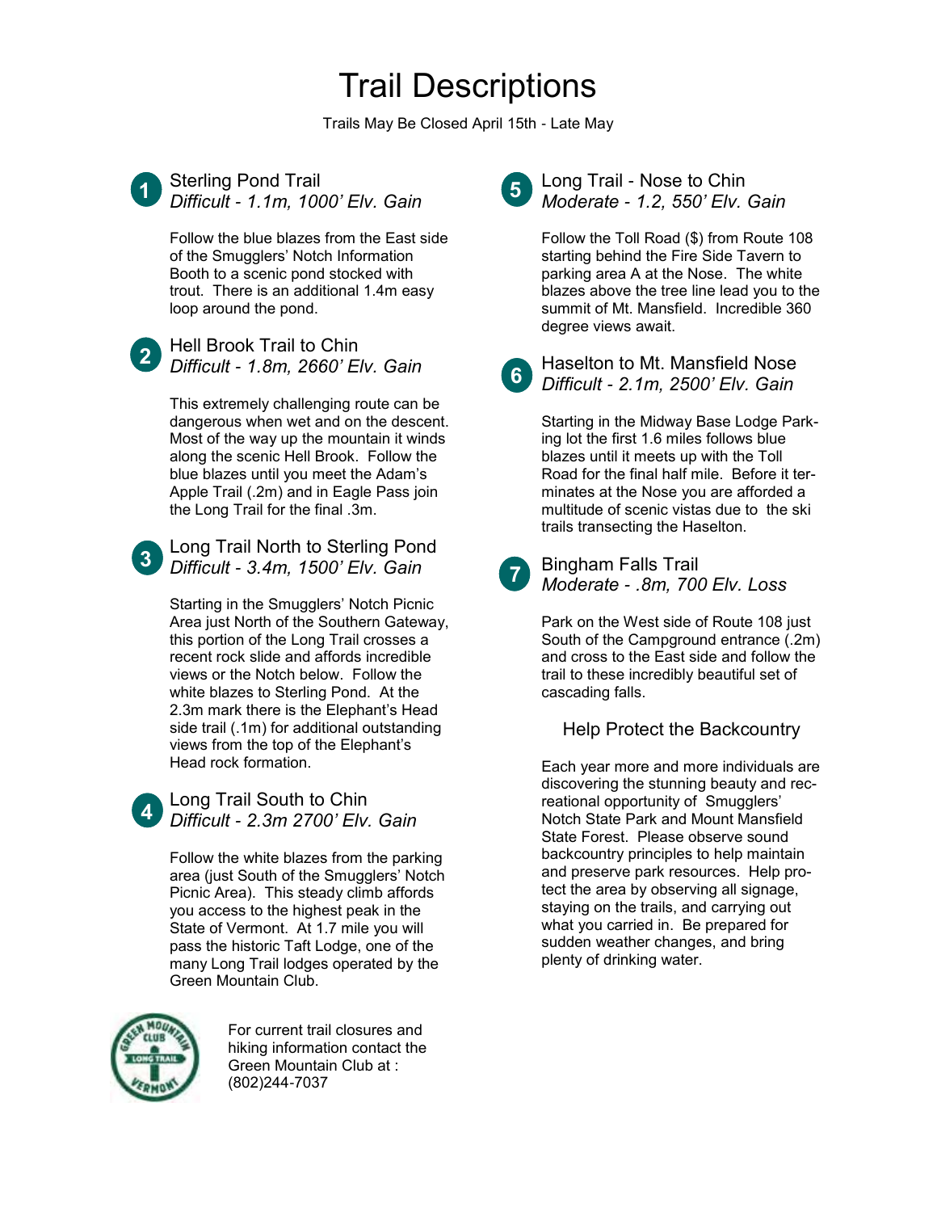# Trail Descriptions

Trails May Be Closed April 15th - Late May

## 1 Sterling Pond Trail

*Difficult - 1.1m, 1000' Elv. Gain*

Follow the blue blazes from the East side of the Smugglers' Notch Information Booth to a scenic pond stocked with trout. There is an additional 1.4m easy loop around the pond.

## 2 Hell Brook Trail to Chin

*Difficult - 1.8m, 2660' Elv. Gain*

This extremely challenging route can be dangerous when wet and on the descent. Most of the way up the mountain it winds along the scenic Hell Brook. Follow the blue blazes until you meet the Adam's Apple Trail (.2m) and in Eagle Pass join the Long Trail for the final .3m.

## 3 Long Trail North to Sterling Pond

*Difficult - 3.4m, 1500' Elv. Gain*

Starting in the Smugglers' Notch Picnic Area just North of the Southern Gateway, this portion of the Long Trail crosses a recent rock slide and affords incredible views or the Notch below. Follow the white blazes to Sterling Pond. At the 2.3m mark there is the Elephant's Head side trail (.1m) for additional outstanding views from the top of the Elephant's Head rock formation.

## 4 Long Trail South to Chin

*Difficult - 2.3m 2700' Elv. Gain*

Follow the white blazes from the parking area (just South of the Smugglers' Notch Picnic Area). This steady climb affords you access to the highest peak in the State of Vermont. At 1.7 mile you will pass the historic Taft Lodge, one of the many Long Trail lodges operated by the Green Mountain Club.

For current trail closures and hiking information contact the Green Mountain Club at : (802)244-7037

## 5 Long Trail - Nose to Chin

*Moderate - 1.2, 550' Elv. Gain*

Follow the Toll Road ($) from Route 108 starting behind the Fire Side Tavern to parking area A at the Nose. The white blazes above the tree line lead you to the summit of Mt. Mansfield. Incredible 360 degree views await.

## 6 Haselton to Mt. Mansfield Nose

*Difficult - 2.1m, 2500' Elv. Gain*

Starting in the Midway Base Lodge Parking lot the first 1.6 miles follows blue blazes until it meets up with the Toll Road for the final half mile. Before it terminates at the Nose you are afforded a multitude of scenic vistas due to the ski trails transecting the Haselton.

## 7 Bingham Falls Trail

*Moderate - .8m, 700 Elv. Loss*

Park on the West side of Route 108 just South of the Campground entrance (.2m) and cross to the East side and follow the trail to these incredibly beautiful set of cascading falls.

## Help Protect the Backcountry

Each year more and more individuals are discovering the stunning beauty and recreational opportunity of Smugglers' Notch State Park and Mount Mansfield State Forest. Please observe sound backcountry principles to help maintain and preserve park resources. Help protect the area by observing all signage, staying on the trails, and carrying out what you carried in. Be prepared for sudden weather changes, and bring plenty of drinking water.